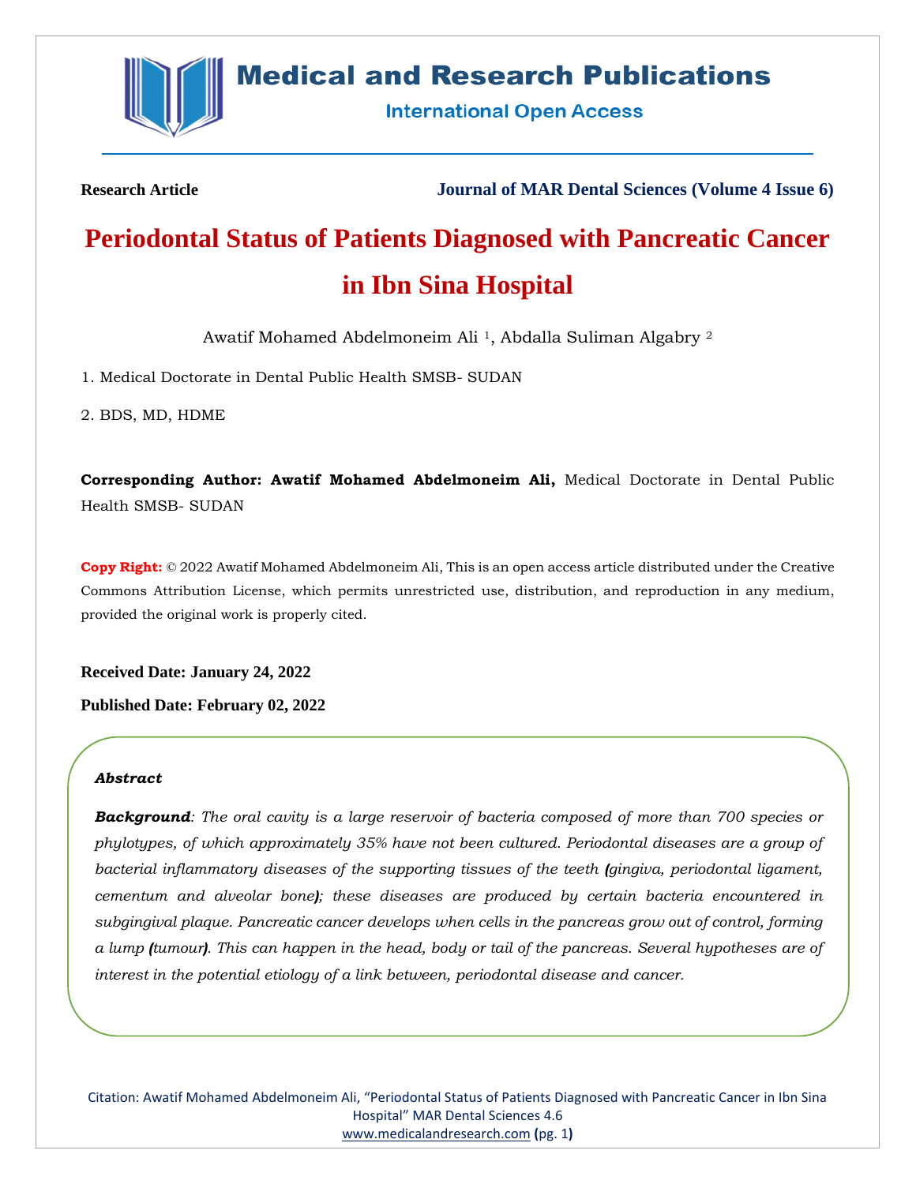Research Article

**Journal of MAR Dental Sciences (Volume 4 Issue 6)**

# Periodontal Status of Patients Diagnosed with Pancreatic Cancer in Ibn Sina Hospital

Awatif Mohamed Abdelmoneim Ali [1], Abdalla Suliman Algabry [2]

1. Medical Doctorate in Dental Public Health SMSB- SUDAN

2. BDS, MD, HDME

**Corresponding Author: Awatif Mohamed Abdelmoneim Ali,** Medical Doctorate in Dental Public Health SMSB- SUDAN

**Copy Right:** © 2022 Awatif Mohamed Abdelmoneim Ali, This is an open access article distributed under the Creative Commons Attribution License, which permits unrestricted use, distribution, and reproduction in any medium, provided the original work is properly cited.

**Received Date: January 24, 2022**

**Published Date: February 02, 2022**

***Abstract***

***Background**: The oral cavity is a large reservoir of bacteria composed of more than 700 species or phylotypes, of which approximately 35% have not been cultured. Periodontal diseases are a group of bacterial inflammatory diseases of the supporting tissues of the teeth (gingiva, periodontal ligament, cementum and alveolar bone); these diseases are produced by certain bacteria encountered in subgingival plaque. Pancreatic cancer develops when cells in the pancreas grow out of control, forming a lump (tumour). This can happen in the head, body or tail of the pancreas. Several hypotheses are of interest in the potential etiology of a link between, periodontal disease and cancer.*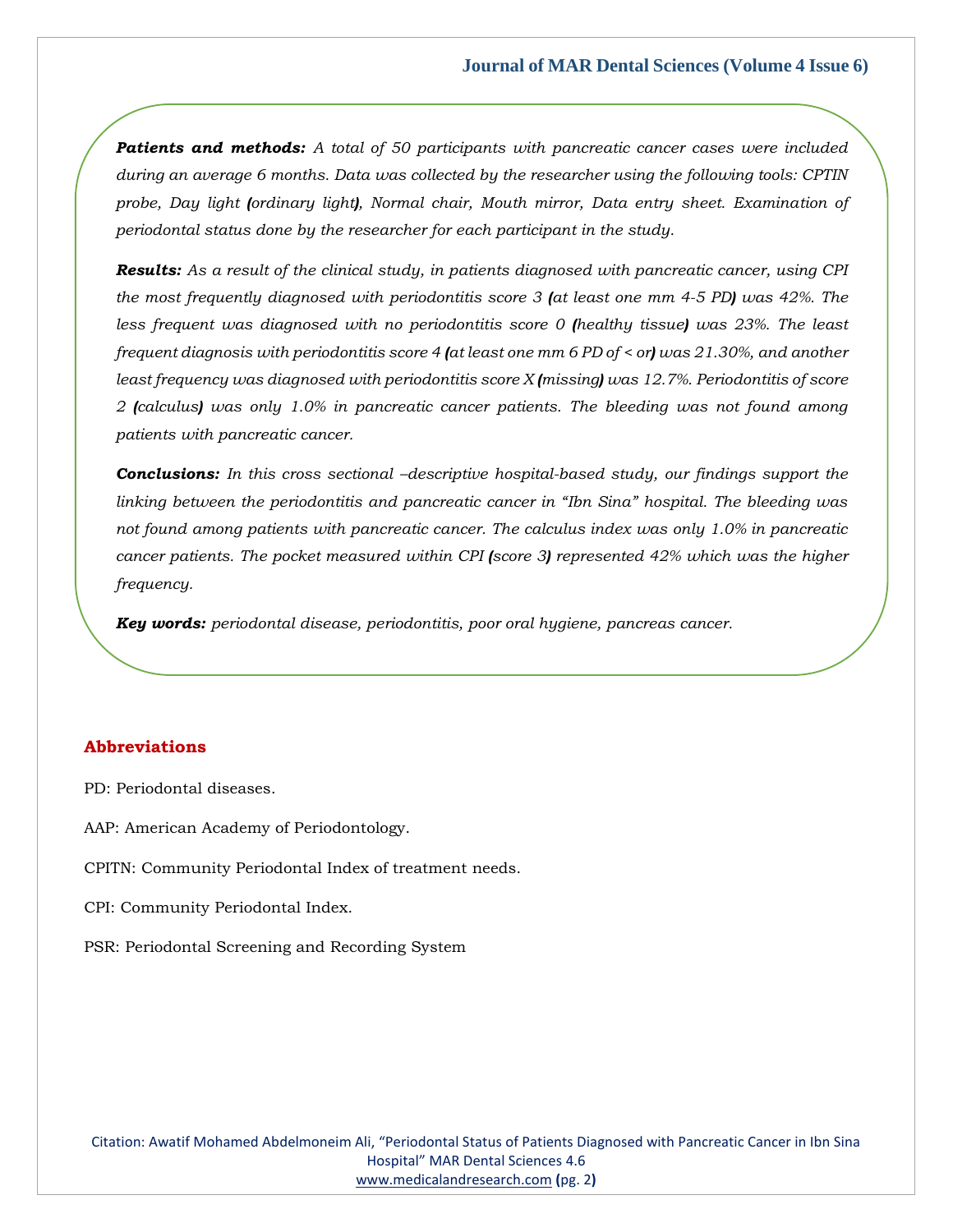***Patients and methods:*** *A total of 50 participants with pancreatic cancer cases were included during an average 6 months. Data was collected by the researcher using the following tools: CPTIN probe, Day light (ordinary light), Normal chair, Mouth mirror, Data entry sheet. Examination of periodontal status done by the researcher for each participant in the study.*

***Results:*** *As a result of the clinical study, in patients diagnosed with pancreatic cancer, using CPI the most frequently diagnosed with periodontitis score 3 (at least one mm 4-5 PD) was 42%. The less frequent was diagnosed with no periodontitis score 0 (healthy tissue) was 23%. The least frequent diagnosis with periodontitis score 4 (at least one mm 6 PD of < or) was 21.30%, and another least frequency was diagnosed with periodontitis score X (missing) was 12.7%. Periodontitis of score 2 (calculus) was only 1.0% in pancreatic cancer patients. The bleeding was not found among patients with pancreatic cancer.*

***Conclusions:*** *In this cross sectional –descriptive hospital-based study, our findings support the linking between the periodontitis and pancreatic cancer in "Ibn Sina" hospital. The bleeding was not found among patients with pancreatic cancer. The calculus index was only 1.0% in pancreatic cancer patients. The pocket measured within CPI (score 3) represented 42% which was the higher frequency.*

***Key words:*** *periodontal disease, periodontitis, poor oral hygiene, pancreas cancer.*

## Abbreviations

PD: Periodontal diseases.

AAP: American Academy of Periodontology.

CPITN: Community Periodontal Index of treatment needs.

CPI: Community Periodontal Index.

PSR: Periodontal Screening and Recording System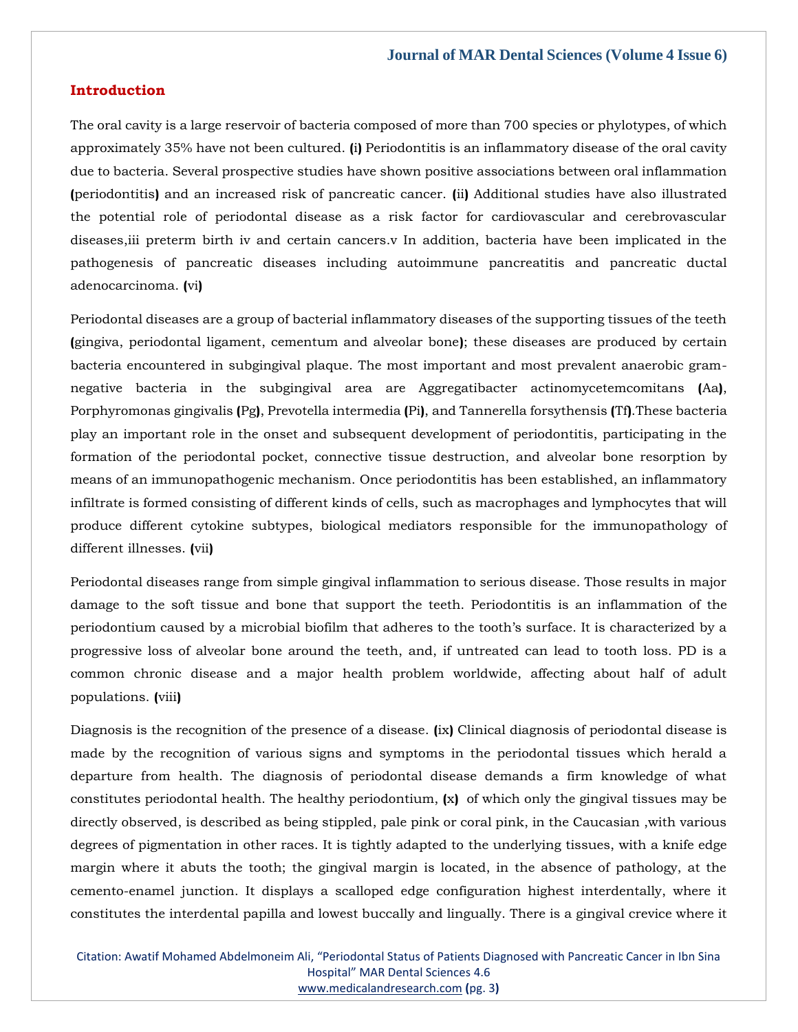## Introduction

The oral cavity is a large reservoir of bacteria composed of more than 700 species or phylotypes, of which approximately 35% have not been cultured. (i) Periodontitis is an inflammatory disease of the oral cavity due to bacteria. Several prospective studies have shown positive associations between oral inflammation (periodontitis) and an increased risk of pancreatic cancer. (ii) Additional studies have also illustrated the potential role of periodontal disease as a risk factor for cardiovascular and cerebrovascular diseases,iii preterm birth iv and certain cancers.v In addition, bacteria have been implicated in the pathogenesis of pancreatic diseases including autoimmune pancreatitis and pancreatic ductal adenocarcinoma. (vi)

Periodontal diseases are a group of bacterial inflammatory diseases of the supporting tissues of the teeth (gingiva, periodontal ligament, cementum and alveolar bone); these diseases are produced by certain bacteria encountered in subgingival plaque. The most important and most prevalent anaerobic gram-negative bacteria in the subgingival area are Aggregatibacter actinomycetemcomitans (Aa), Porphyromonas gingivalis (Pg), Prevotella intermedia (Pi), and Tannerella forsythensis (Tf).These bacteria play an important role in the onset and subsequent development of periodontitis, participating in the formation of the periodontal pocket, connective tissue destruction, and alveolar bone resorption by means of an immunopathogenic mechanism. Once periodontitis has been established, an inflammatory infiltrate is formed consisting of different kinds of cells, such as macrophages and lymphocytes that will produce different cytokine subtypes, biological mediators responsible for the immunopathology of different illnesses. (vii)

Periodontal diseases range from simple gingival inflammation to serious disease. Those results in major damage to the soft tissue and bone that support the teeth. Periodontitis is an inflammation of the periodontium caused by a microbial biofilm that adheres to the tooth's surface. It is characterized by a progressive loss of alveolar bone around the teeth, and, if untreated can lead to tooth loss. PD is a common chronic disease and a major health problem worldwide, affecting about half of adult populations. (viii)

Diagnosis is the recognition of the presence of a disease. (ix) Clinical diagnosis of periodontal disease is made by the recognition of various signs and symptoms in the periodontal tissues which herald a departure from health. The diagnosis of periodontal disease demands a firm knowledge of what constitutes periodontal health. The healthy periodontium, (x) of which only the gingival tissues may be directly observed, is described as being stippled, pale pink or coral pink, in the Caucasian ,with various degrees of pigmentation in other races. It is tightly adapted to the underlying tissues, with a knife edge margin where it abuts the tooth; the gingival margin is located, in the absence of pathology, at the cemento-enamel junction. It displays a scalloped edge configuration highest interdentally, where it constitutes the interdental papilla and lowest buccally and lingually. There is a gingival crevice where it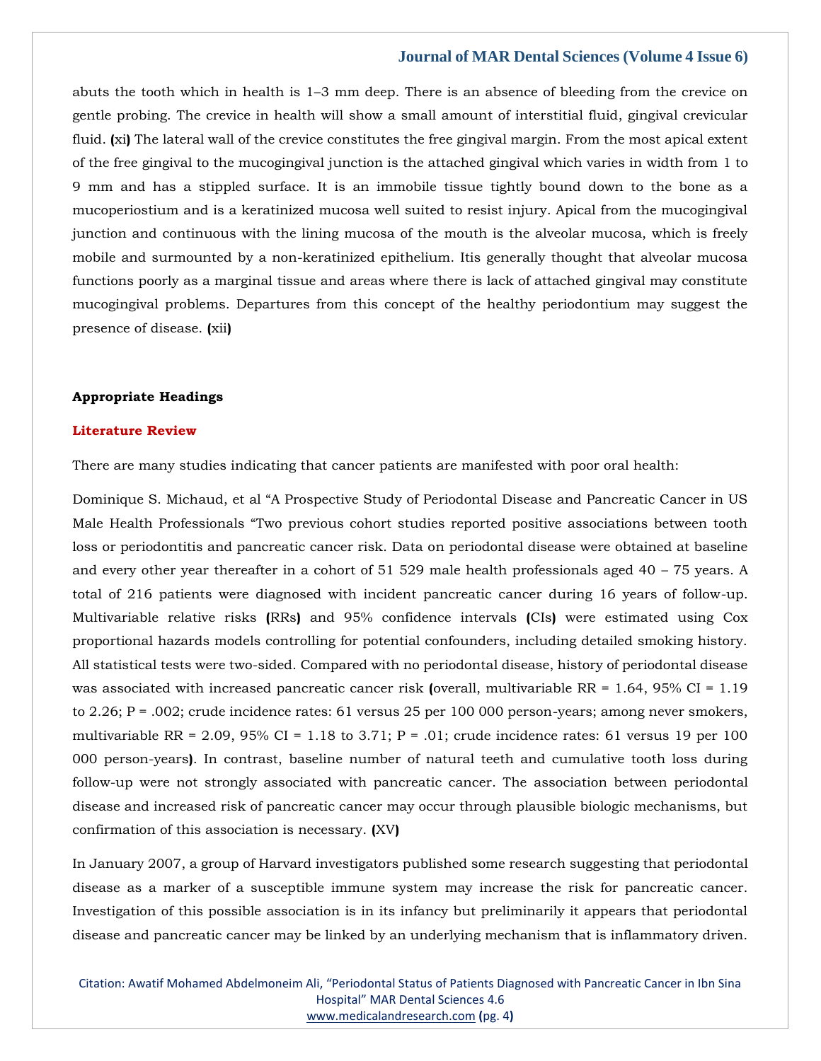abuts the tooth which in health is 1–3 mm deep. There is an absence of bleeding from the crevice on gentle probing. The crevice in health will show a small amount of interstitial fluid, gingival crevicular fluid. (xi) The lateral wall of the crevice constitutes the free gingival margin. From the most apical extent of the free gingival to the mucogingival junction is the attached gingival which varies in width from 1 to 9 mm and has a stippled surface. It is an immobile tissue tightly bound down to the bone as a mucoperiostium and is a keratinized mucosa well suited to resist injury. Apical from the mucogingival junction and continuous with the lining mucosa of the mouth is the alveolar mucosa, which is freely mobile and surmounted by a non-keratinized epithelium. Itis generally thought that alveolar mucosa functions poorly as a marginal tissue and areas where there is lack of attached gingival may constitute mucogingival problems. Departures from this concept of the healthy periodontium may suggest the presence of disease. (xii)

**Appropriate Headings**

## Literature Review

There are many studies indicating that cancer patients are manifested with poor oral health:

Dominique S. Michaud, et al "A Prospective Study of Periodontal Disease and Pancreatic Cancer in US Male Health Professionals "Two previous cohort studies reported positive associations between tooth loss or periodontitis and pancreatic cancer risk. Data on periodontal disease were obtained at baseline and every other year thereafter in a cohort of 51 529 male health professionals aged 40 – 75 years. A total of 216 patients were diagnosed with incident pancreatic cancer during 16 years of follow-up. Multivariable relative risks (RRs) and 95% confidence intervals (CIs) were estimated using Cox proportional hazards models controlling for potential confounders, including detailed smoking history. All statistical tests were two-sided. Compared with no periodontal disease, history of periodontal disease was associated with increased pancreatic cancer risk (overall, multivariable RR = 1.64, 95% CI = 1.19 to 2.26; P = .002; crude incidence rates: 61 versus 25 per 100 000 person-years; among never smokers, multivariable RR = 2.09, 95% CI = 1.18 to 3.71; P = .01; crude incidence rates: 61 versus 19 per 100 000 person-years). In contrast, baseline number of natural teeth and cumulative tooth loss during follow-up were not strongly associated with pancreatic cancer. The association between periodontal disease and increased risk of pancreatic cancer may occur through plausible biologic mechanisms, but confirmation of this association is necessary. (XV)

In January 2007, a group of Harvard investigators published some research suggesting that periodontal disease as a marker of a susceptible immune system may increase the risk for pancreatic cancer. Investigation of this possible association is in its infancy but preliminarily it appears that periodontal disease and pancreatic cancer may be linked by an underlying mechanism that is inflammatory driven.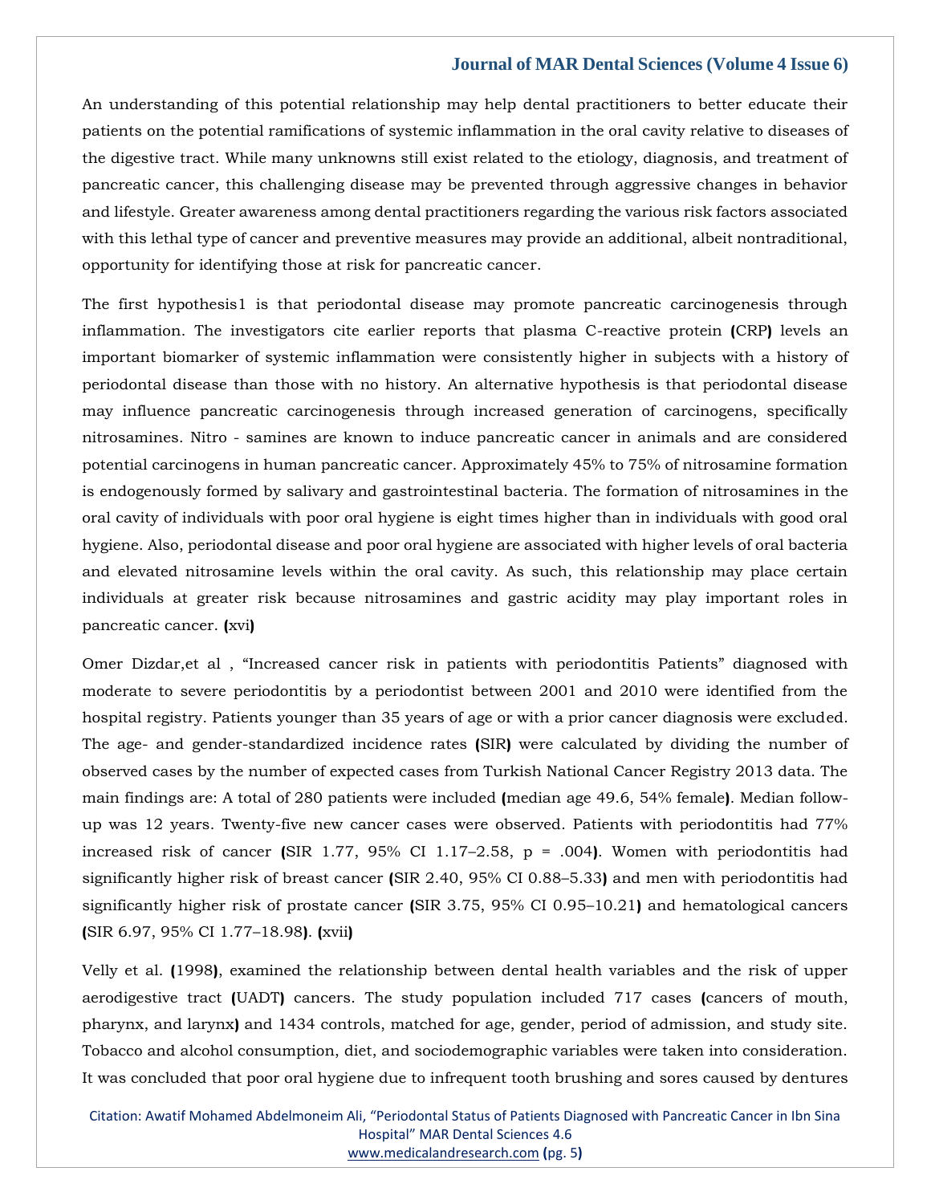An understanding of this potential relationship may help dental practitioners to better educate their patients on the potential ramifications of systemic inflammation in the oral cavity relative to diseases of the digestive tract. While many unknowns still exist related to the etiology, diagnosis, and treatment of pancreatic cancer, this challenging disease may be prevented through aggressive changes in behavior and lifestyle. Greater awareness among dental practitioners regarding the various risk factors associated with this lethal type of cancer and preventive measures may provide an additional, albeit nontraditional, opportunity for identifying those at risk for pancreatic cancer.

The first hypothesis1 is that periodontal disease may promote pancreatic carcinogenesis through inflammation. The investigators cite earlier reports that plasma C-reactive protein (CRP) levels an important biomarker of systemic inflammation were consistently higher in subjects with a history of periodontal disease than those with no history. An alternative hypothesis is that periodontal disease may influence pancreatic carcinogenesis through increased generation of carcinogens, specifically nitrosamines. Nitro - samines are known to induce pancreatic cancer in animals and are considered potential carcinogens in human pancreatic cancer. Approximately 45% to 75% of nitrosamine formation is endogenously formed by salivary and gastrointestinal bacteria. The formation of nitrosamines in the oral cavity of individuals with poor oral hygiene is eight times higher than in individuals with good oral hygiene. Also, periodontal disease and poor oral hygiene are associated with higher levels of oral bacteria and elevated nitrosamine levels within the oral cavity. As such, this relationship may place certain individuals at greater risk because nitrosamines and gastric acidity may play important roles in pancreatic cancer. (xvi)

Omer Dizdar,et al , "Increased cancer risk in patients with periodontitis Patients" diagnosed with moderate to severe periodontitis by a periodontist between 2001 and 2010 were identified from the hospital registry. Patients younger than 35 years of age or with a prior cancer diagnosis were excluded. The age- and gender-standardized incidence rates (SIR) were calculated by dividing the number of observed cases by the number of expected cases from Turkish National Cancer Registry 2013 data. The main findings are: A total of 280 patients were included (median age 49.6, 54% female). Median follow-up was 12 years. Twenty-five new cancer cases were observed. Patients with periodontitis had 77% increased risk of cancer (SIR 1.77, 95% CI 1.17–2.58, p = .004). Women with periodontitis had significantly higher risk of breast cancer (SIR 2.40, 95% CI 0.88–5.33) and men with periodontitis had significantly higher risk of prostate cancer (SIR 3.75, 95% CI 0.95–10.21) and hematological cancers (SIR 6.97, 95% CI 1.77–18.98). (xvii)

Velly et al. (1998), examined the relationship between dental health variables and the risk of upper aerodigestive tract (UADT) cancers. The study population included 717 cases (cancers of mouth, pharynx, and larynx) and 1434 controls, matched for age, gender, period of admission, and study site. Tobacco and alcohol consumption, diet, and sociodemographic variables were taken into consideration. It was concluded that poor oral hygiene due to infrequent tooth brushing and sores caused by dentures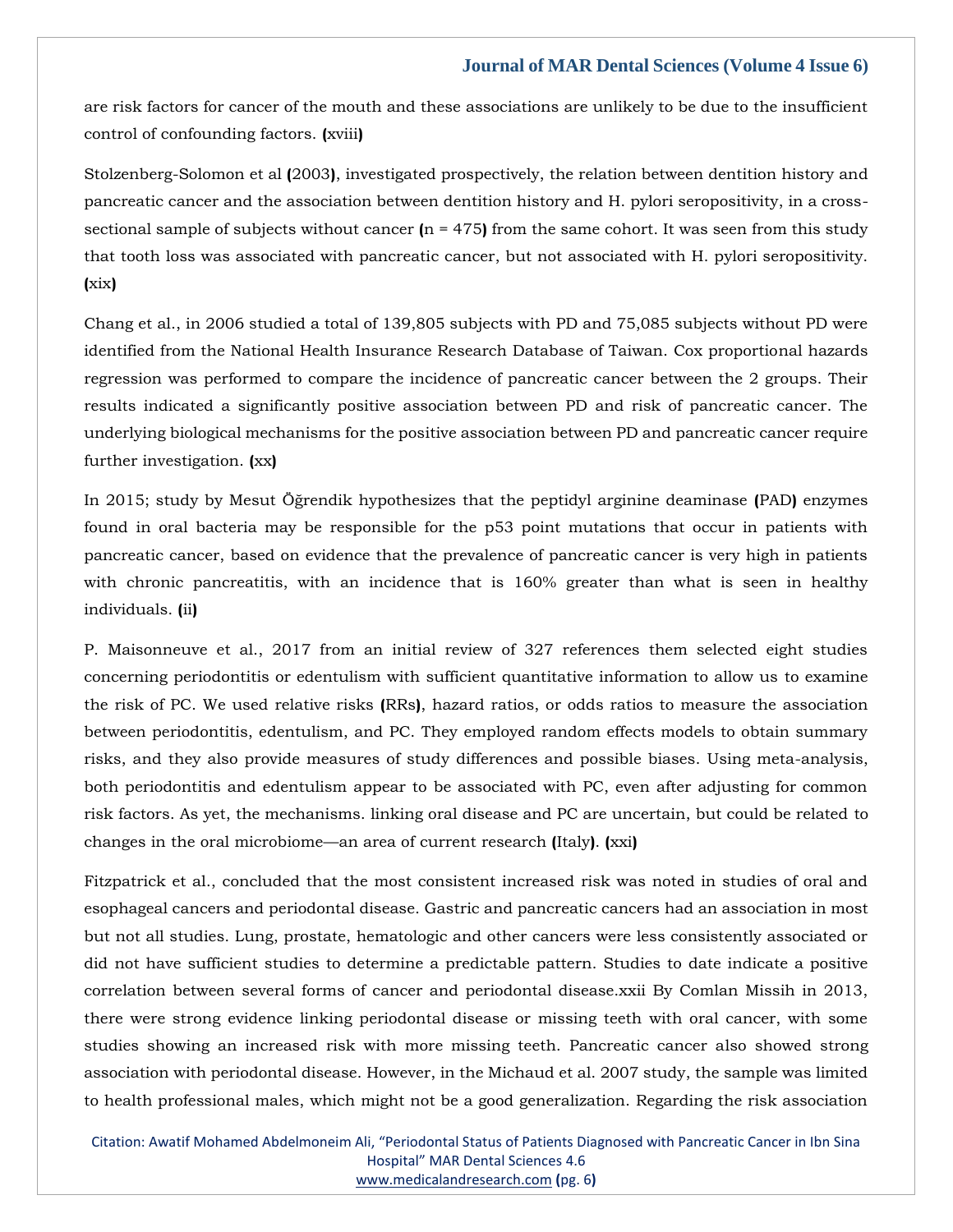are risk factors for cancer of the mouth and these associations are unlikely to be due to the insufficient control of confounding factors. (xviii)

Stolzenberg-Solomon et al (2003), investigated prospectively, the relation between dentition history and pancreatic cancer and the association between dentition history and H. pylori seropositivity, in a cross-sectional sample of subjects without cancer (n = 475) from the same cohort. It was seen from this study that tooth loss was associated with pancreatic cancer, but not associated with H. pylori seropositivity. (xix)

Chang et al., in 2006 studied a total of 139,805 subjects with PD and 75,085 subjects without PD were identified from the National Health Insurance Research Database of Taiwan. Cox proportional hazards regression was performed to compare the incidence of pancreatic cancer between the 2 groups. Their results indicated a significantly positive association between PD and risk of pancreatic cancer. The underlying biological mechanisms for the positive association between PD and pancreatic cancer require further investigation. (xx)

In 2015; study by Mesut Öğrendik hypothesizes that the peptidyl arginine deaminase (PAD) enzymes found in oral bacteria may be responsible for the p53 point mutations that occur in patients with pancreatic cancer, based on evidence that the prevalence of pancreatic cancer is very high in patients with chronic pancreatitis, with an incidence that is 160% greater than what is seen in healthy individuals. (ii)

P. Maisonneuve et al., 2017 from an initial review of 327 references them selected eight studies concerning periodontitis or edentulism with sufficient quantitative information to allow us to examine the risk of PC. We used relative risks (RRs), hazard ratios, or odds ratios to measure the association between periodontitis, edentulism, and PC. They employed random effects models to obtain summary risks, and they also provide measures of study differences and possible biases. Using meta-analysis, both periodontitis and edentulism appear to be associated with PC, even after adjusting for common risk factors. As yet, the mechanisms. linking oral disease and PC are uncertain, but could be related to changes in the oral microbiome—an area of current research (Italy). (xxi)

Fitzpatrick et al., concluded that the most consistent increased risk was noted in studies of oral and esophageal cancers and periodontal disease. Gastric and pancreatic cancers had an association in most but not all studies. Lung, prostate, hematologic and other cancers were less consistently associated or did not have sufficient studies to determine a predictable pattern. Studies to date indicate a positive correlation between several forms of cancer and periodontal disease.xxii By Comlan Missih in 2013, there were strong evidence linking periodontal disease or missing teeth with oral cancer, with some studies showing an increased risk with more missing teeth. Pancreatic cancer also showed strong association with periodontal disease. However, in the Michaud et al. 2007 study, the sample was limited to health professional males, which might not be a good generalization. Regarding the risk association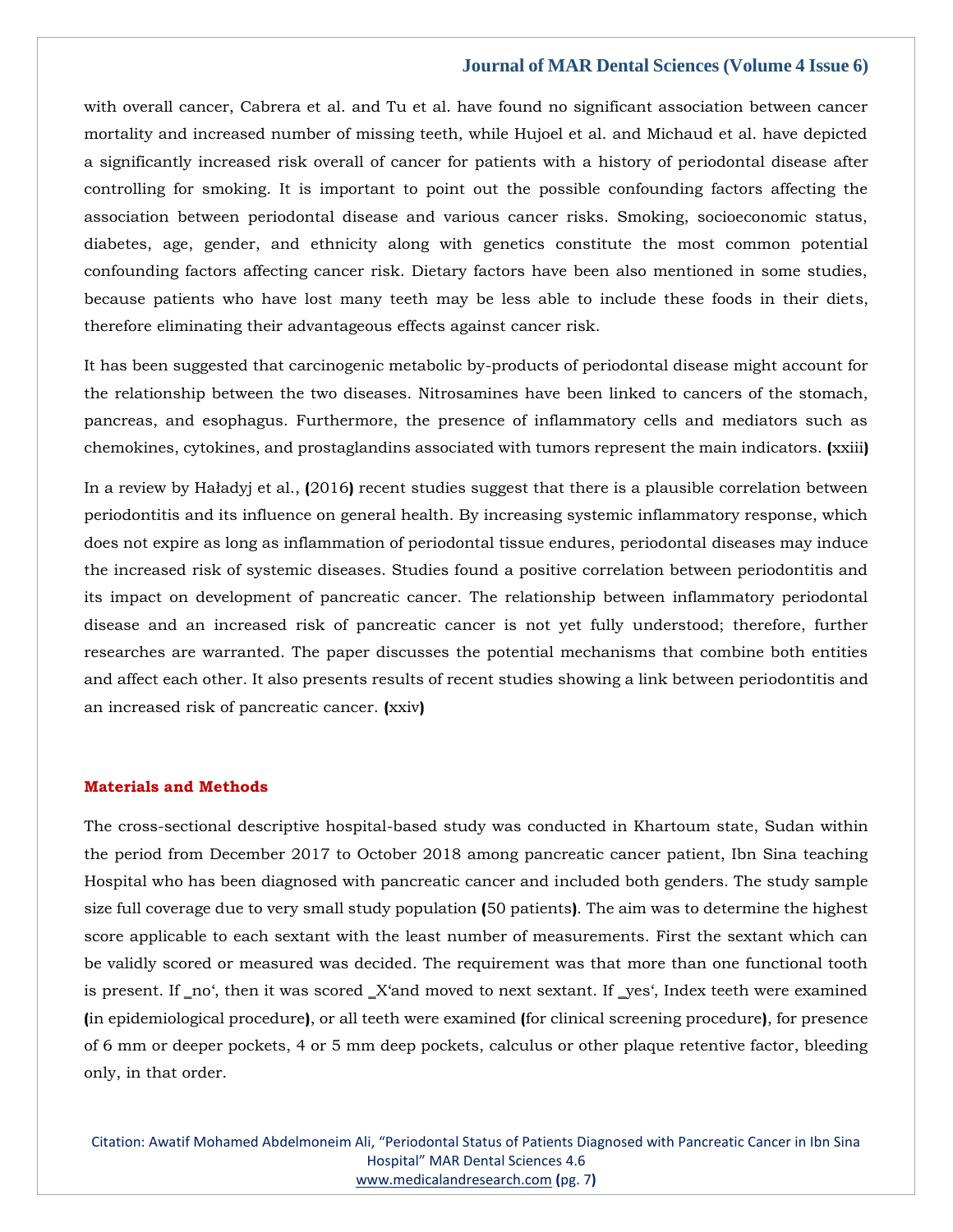with overall cancer, Cabrera et al. and Tu et al. have found no significant association between cancer mortality and increased number of missing teeth, while Hujoel et al. and Michaud et al. have depicted a significantly increased risk overall of cancer for patients with a history of periodontal disease after controlling for smoking. It is important to point out the possible confounding factors affecting the association between periodontal disease and various cancer risks. Smoking, socioeconomic status, diabetes, age, gender, and ethnicity along with genetics constitute the most common potential confounding factors affecting cancer risk. Dietary factors have been also mentioned in some studies, because patients who have lost many teeth may be less able to include these foods in their diets, therefore eliminating their advantageous effects against cancer risk.

It has been suggested that carcinogenic metabolic by-products of periodontal disease might account for the relationship between the two diseases. Nitrosamines have been linked to cancers of the stomach, pancreas, and esophagus. Furthermore, the presence of inflammatory cells and mediators such as chemokines, cytokines, and prostaglandins associated with tumors represent the main indicators. (xxiii)

In a review by Haładyj et al., (2016) recent studies suggest that there is a plausible correlation between periodontitis and its influence on general health. By increasing systemic inflammatory response, which does not expire as long as inflammation of periodontal tissue endures, periodontal diseases may induce the increased risk of systemic diseases. Studies found a positive correlation between periodontitis and its impact on development of pancreatic cancer. The relationship between inflammatory periodontal disease and an increased risk of pancreatic cancer is not yet fully understood; therefore, further researches are warranted. The paper discusses the potential mechanisms that combine both entities and affect each other. It also presents results of recent studies showing a link between periodontitis and an increased risk of pancreatic cancer. (xxiv)

## Materials and Methods

The cross-sectional descriptive hospital-based study was conducted in Khartoum state, Sudan within the period from December 2017 to October 2018 among pancreatic cancer patient, Ibn Sina teaching Hospital who has been diagnosed with pancreatic cancer and included both genders. The study sample size full coverage due to very small study population (50 patients). The aim was to determine the highest score applicable to each sextant with the least number of measurements. First the sextant which can be validly scored or measured was decided. The requirement was that more than one functional tooth is present. If ‗no‘, then it was scored ‗X‘and moved to next sextant. If ‗yes‘, Index teeth were examined (in epidemiological procedure), or all teeth were examined (for clinical screening procedure), for presence of 6 mm or deeper pockets, 4 or 5 mm deep pockets, calculus or other plaque retentive factor, bleeding only, in that order.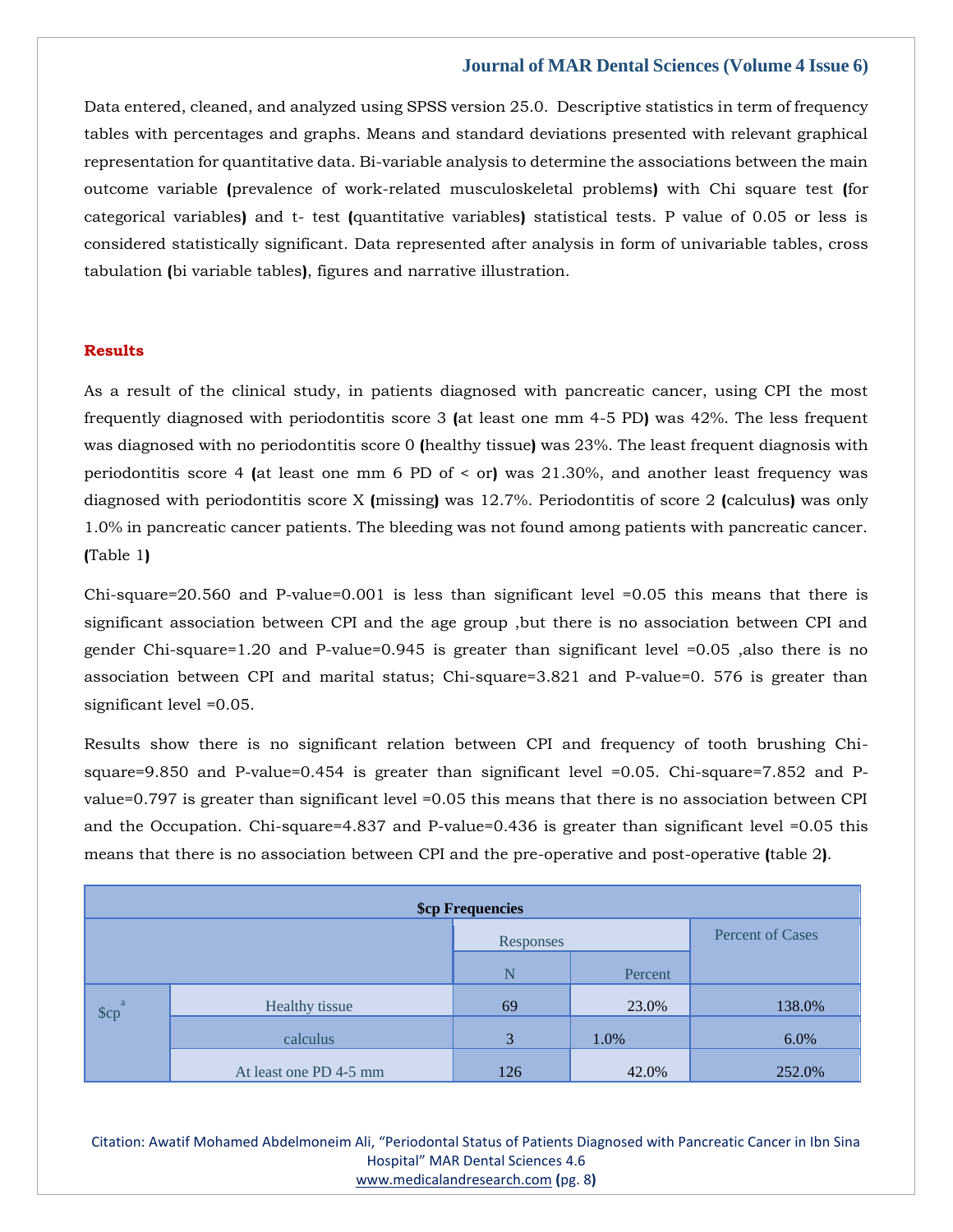Data entered, cleaned, and analyzed using SPSS version 25.0. Descriptive statistics in term of frequency tables with percentages and graphs. Means and standard deviations presented with relevant graphical representation for quantitative data. Bi-variable analysis to determine the associations between the main outcome variable (prevalence of work-related musculoskeletal problems) with Chi square test (for categorical variables) and t- test (quantitative variables) statistical tests. P value of 0.05 or less is considered statistically significant. Data represented after analysis in form of univariable tables, cross tabulation (bi variable tables), figures and narrative illustration.

## Results

As a result of the clinical study, in patients diagnosed with pancreatic cancer, using CPI the most frequently diagnosed with periodontitis score 3 (at least one mm 4-5 PD) was 42%. The less frequent was diagnosed with no periodontitis score 0 (healthy tissue) was 23%. The least frequent diagnosis with periodontitis score 4 (at least one mm 6 PD of < or) was 21.30%, and another least frequency was diagnosed with periodontitis score X (missing) was 12.7%. Periodontitis of score 2 (calculus) was only 1.0% in pancreatic cancer patients. The bleeding was not found among patients with pancreatic cancer. (Table 1)

Chi-square=20.560 and P-value=0.001 is less than significant level =0.05 this means that there is significant association between CPI and the age group ,but there is no association between CPI and gender Chi-square=1.20 and P-value=0.945 is greater than significant level =0.05 ,also there is no association between CPI and marital status; Chi-square=3.821 and P-value=0. 576 is greater than significant level =0.05.

Results show there is no significant relation between CPI and frequency of tooth brushing Chi-square=9.850 and P-value=0.454 is greater than significant level =0.05. Chi-square=7.852 and P-value=0.797 is greater than significant level =0.05 this means that there is no association between CPI and the Occupation. Chi-square=4.837 and P-value=0.436 is greater than significant level =0.05 this means that there is no association between CPI and the pre-operative and post-operative (table 2).

| $cp Frequencies | | | | |
|---|---|---|---|---|
| | | Responses | | Percent of Cases |
| | | N | Percent | |
| $cp[a] | Healthy tissue | 69 | 23.0% | 138.0% |
| | calculus | 3 | 1.0% | 6.0% |
| | At least one PD 4-5 mm | 126 | 42.0% | 252.0% |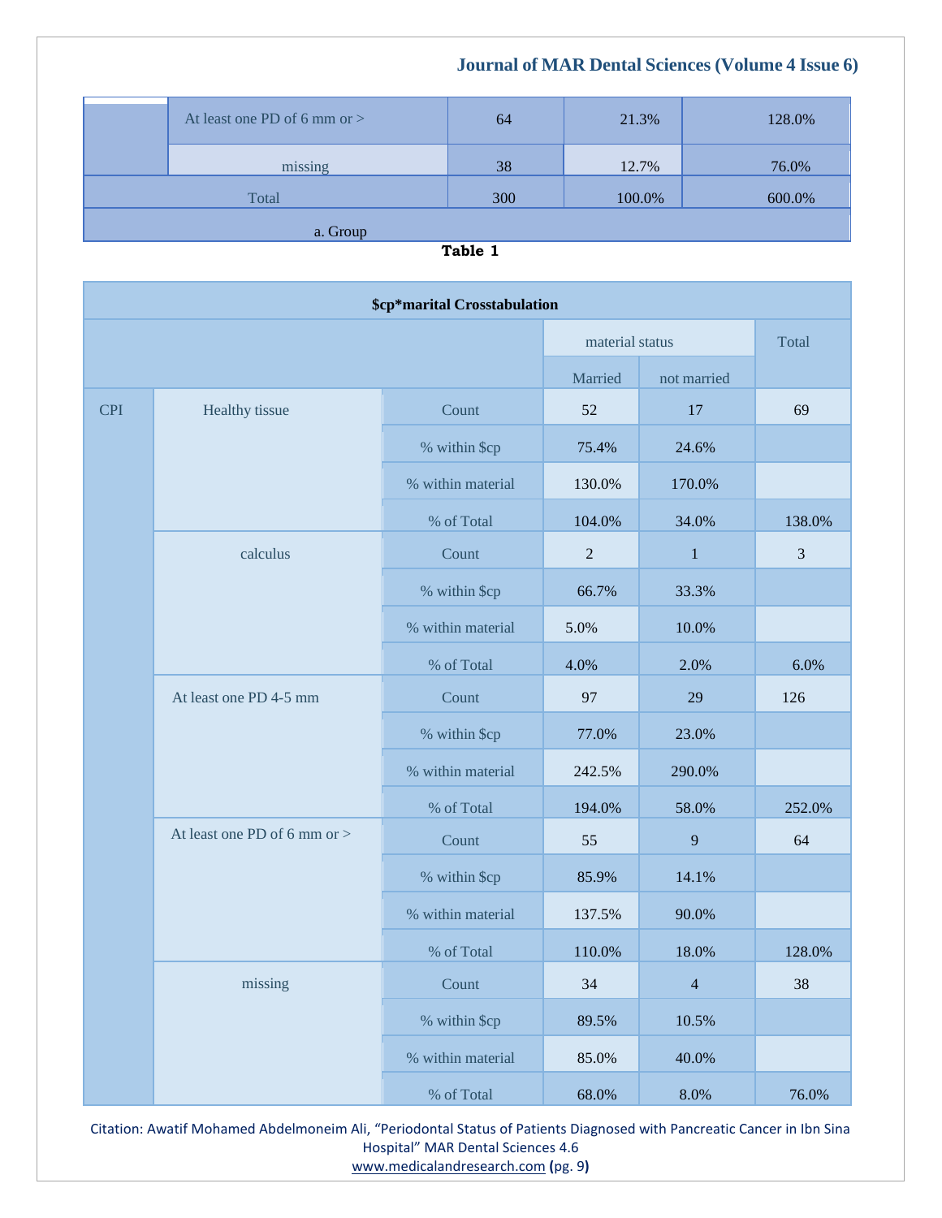|  |  |  |  |  |
|---|---|---|---|---|
|  | At least one PD of 6 mm or > | 64 | 21.3% | 128.0% |
|  | missing | 38 | 12.7% | 76.0% |
| Total |  | 300 | 100.0% | 600.0% |
| a. Group |  |  |  |  |

**Table 1**

| $cp*marital Crosstabulation | | | | | |
|---|---|---|---|---|---|
| | | | material status | | Total |
| | | | Married | not married | |
| CPI | Healthy tissue | Count | 52 | 17 | 69 |
| | | % within $cp | 75.4% | 24.6% | |
| | | % within material | 130.0% | 170.0% | |
| | | % of Total | 104.0% | 34.0% | 138.0% |
| | calculus | Count | 2 | 1 | 3 |
| | | % within $cp | 66.7% | 33.3% | |
| | | % within material | 5.0% | 10.0% | |
| | | % of Total | 4.0% | 2.0% | 6.0% |
| | At least one PD 4-5 mm | Count | 97 | 29 | 126 |
| | | % within $cp | 77.0% | 23.0% | |
| | | % within material | 242.5% | 290.0% | |
| | | % of Total | 194.0% | 58.0% | 252.0% |
| | At least one PD of 6 mm or > | Count | 55 | 9 | 64 |
| | | % within $cp | 85.9% | 14.1% | |
| | | % within material | 137.5% | 90.0% | |
| | | % of Total | 110.0% | 18.0% | 128.0% |
| | missing | Count | 34 | 4 | 38 |
| | | % within $cp | 89.5% | 10.5% | |
| | | % within material | 85.0% | 40.0% | |
| | | % of Total | 68.0% | 8.0% | 76.0% |

Citation: Awatif Mohamed Abdelmoneim Ali, "Periodontal Status of Patients Diagnosed with Pancreatic Cancer in Ibn Sina Hospital" MAR Dental Sciences 4.6
www.medicalandresearch.com (pg. 9)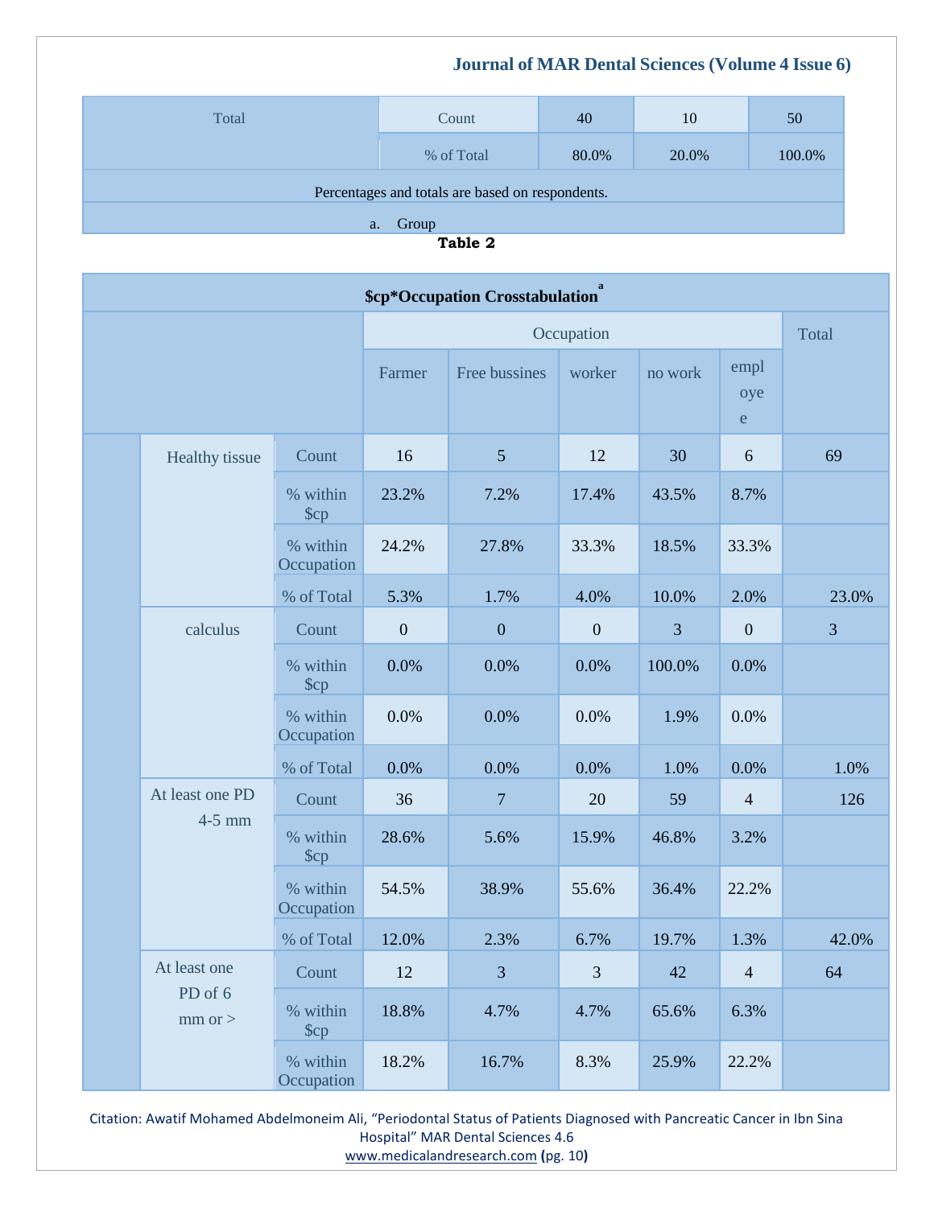| Total | Count | 40 | 10 | 50 |
|---|---|---|---|---|
| | % of Total | 80.0% | 20.0% | 100.0% |
| Percentages and totals are based on respondents. | | | | |
| a. Group | | | | |

**Table 2**

| $cp*Occupation Crosstabulation[a] | | | | | | | | |
|---|---|---|---|---|---|---|---|---|
| | | | Occupation | | | | | Total |
| | | | Farmer | Free bussines | worker | no work | employe | |
| | Healthy tissue | Count | 16 | 5 | 12 | 30 | 6 | 69 |
| | | % within $cp | 23.2% | 7.2% | 17.4% | 43.5% | 8.7% | |
| | | % within Occupation | 24.2% | 27.8% | 33.3% | 18.5% | 33.3% | |
| | | % of Total | 5.3% | 1.7% | 4.0% | 10.0% | 2.0% | 23.0% |
| | calculus | Count | 0 | 0 | 0 | 3 | 0 | 3 |
| | | % within $cp | 0.0% | 0.0% | 0.0% | 100.0% | 0.0% | |
| | | % within Occupation | 0.0% | 0.0% | 0.0% | 1.9% | 0.0% | |
| | | % of Total | 0.0% | 0.0% | 0.0% | 1.0% | 0.0% | 1.0% |
| | At least one PD 4-5 mm | Count | 36 | 7 | 20 | 59 | 4 | 126 |
| | | % within $cp | 28.6% | 5.6% | 15.9% | 46.8% | 3.2% | |
| | | % within Occupation | 54.5% | 38.9% | 55.6% | 36.4% | 22.2% | |
| | | % of Total | 12.0% | 2.3% | 6.7% | 19.7% | 1.3% | 42.0% |
| | At least one PD of 6 mm or > | Count | 12 | 3 | 3 | 42 | 4 | 64 |
| | | % within $cp | 18.8% | 4.7% | 4.7% | 65.6% | 6.3% | |
| | | % within Occupation | 18.2% | 16.7% | 8.3% | 25.9% | 22.2% | |

Citation: Awatif Mohamed Abdelmoneim Ali, "Periodontal Status of Patients Diagnosed with Pancreatic Cancer in Ibn Sina Hospital" MAR Dental Sciences 4.6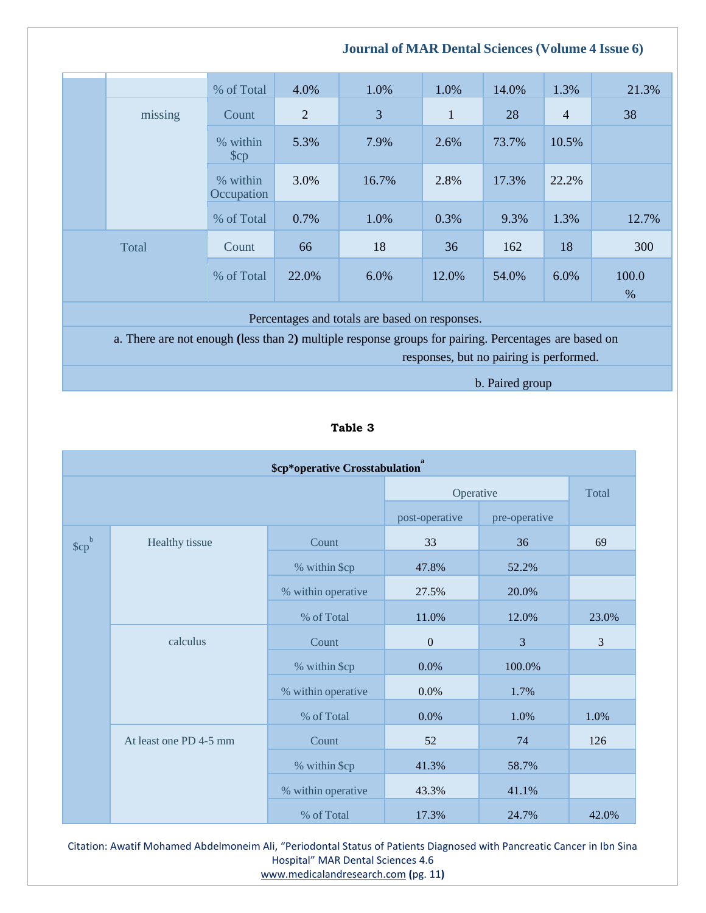| | | | | | | | | |
|---|---|---|---|---|---|---|---|---|
| | | % of Total | 4.0% | 1.0% | 1.0% | 14.0% | 1.3% | 21.3% |
| | missing | Count | 2 | 3 | 1 | 28 | 4 | 38 |
| | | % within $cp | 5.3% | 7.9% | 2.6% | 73.7% | 10.5% | |
| | | % within Occupation | 3.0% | 16.7% | 2.8% | 17.3% | 22.2% | |
| | | % of Total | 0.7% | 1.0% | 0.3% | 9.3% | 1.3% | 12.7% |
| Total | | Count | 66 | 18 | 36 | 162 | 18 | 300 |
| | | % of Total | 22.0% | 6.0% | 12.0% | 54.0% | 6.0% | 100.0 % |

Percentages and totals are based on responses.

a. There are not enough (less than 2) multiple response groups for pairing. Percentages are based on responses, but no pairing is performed.

b. Paired group

**Table 3**

**$cp*operative Crosstabulation[a]**

| | | | Operative | | Total |
|---|---|---|---|---|---|
| | | | post-operative | pre-operative | |
| $cp[b] | Healthy tissue | Count | 33 | 36 | 69 |
| | | % within $cp | 47.8% | 52.2% | |
| | | % within operative | 27.5% | 20.0% | |
| | | % of Total | 11.0% | 12.0% | 23.0% |
| | calculus | Count | 0 | 3 | 3 |
| | | % within $cp | 0.0% | 100.0% | |
| | | % within operative | 0.0% | 1.7% | |
| | | % of Total | 0.0% | 1.0% | 1.0% |
| | At least one PD 4-5 mm | Count | 52 | 74 | 126 |
| | | % within $cp | 41.3% | 58.7% | |
| | | % within operative | 43.3% | 41.1% | |
| | | % of Total | 17.3% | 24.7% | 42.0% |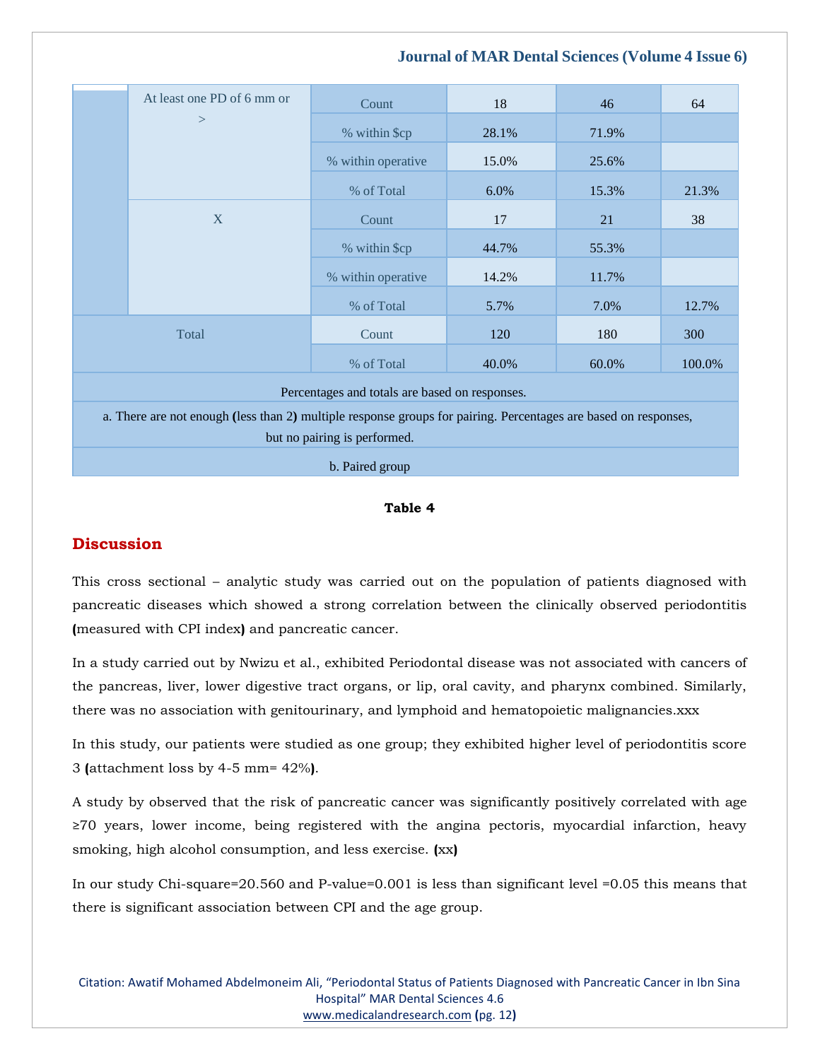|  |  |  |  |  |  |
|---|---|---|---|---|---|
|  | At least one PD of 6 mm or > | Count | 18 | 46 | 64 |
|  |  | % within $cp | 28.1% | 71.9% |  |
|  |  | % within operative | 15.0% | 25.6% |  |
|  |  | % of Total | 6.0% | 15.3% | 21.3% |
|  | X | Count | 17 | 21 | 38 |
|  |  | % within $cp | 44.7% | 55.3% |  |
|  |  | % within operative | 14.2% | 11.7% |  |
|  |  | % of Total | 5.7% | 7.0% | 12.7% |
| Total |  | Count | 120 | 180 | 300 |
|  |  | % of Total | 40.0% | 60.0% | 100.0% |

Percentages and totals are based on responses.

a. There are not enough (less than 2) multiple response groups for pairing. Percentages are based on responses, but no pairing is performed.

b. Paired group

**Table 4**

## Discussion

This cross sectional – analytic study was carried out on the population of patients diagnosed with pancreatic diseases which showed a strong correlation between the clinically observed periodontitis (measured with CPI index) and pancreatic cancer.

In a study carried out by Nwizu et al., exhibited Periodontal disease was not associated with cancers of the pancreas, liver, lower digestive tract organs, or lip, oral cavity, and pharynx combined. Similarly, there was no association with genitourinary, and lymphoid and hematopoietic malignancies.xxx

In this study, our patients were studied as one group; they exhibited higher level of periodontitis score 3 (attachment loss by 4-5 mm= 42%).

A study by observed that the risk of pancreatic cancer was significantly positively correlated with age ≥70 years, lower income, being registered with the angina pectoris, myocardial infarction, heavy smoking, high alcohol consumption, and less exercise. (xx)

In our study Chi-square=20.560 and P-value=0.001 is less than significant level =0.05 this means that there is significant association between CPI and the age group.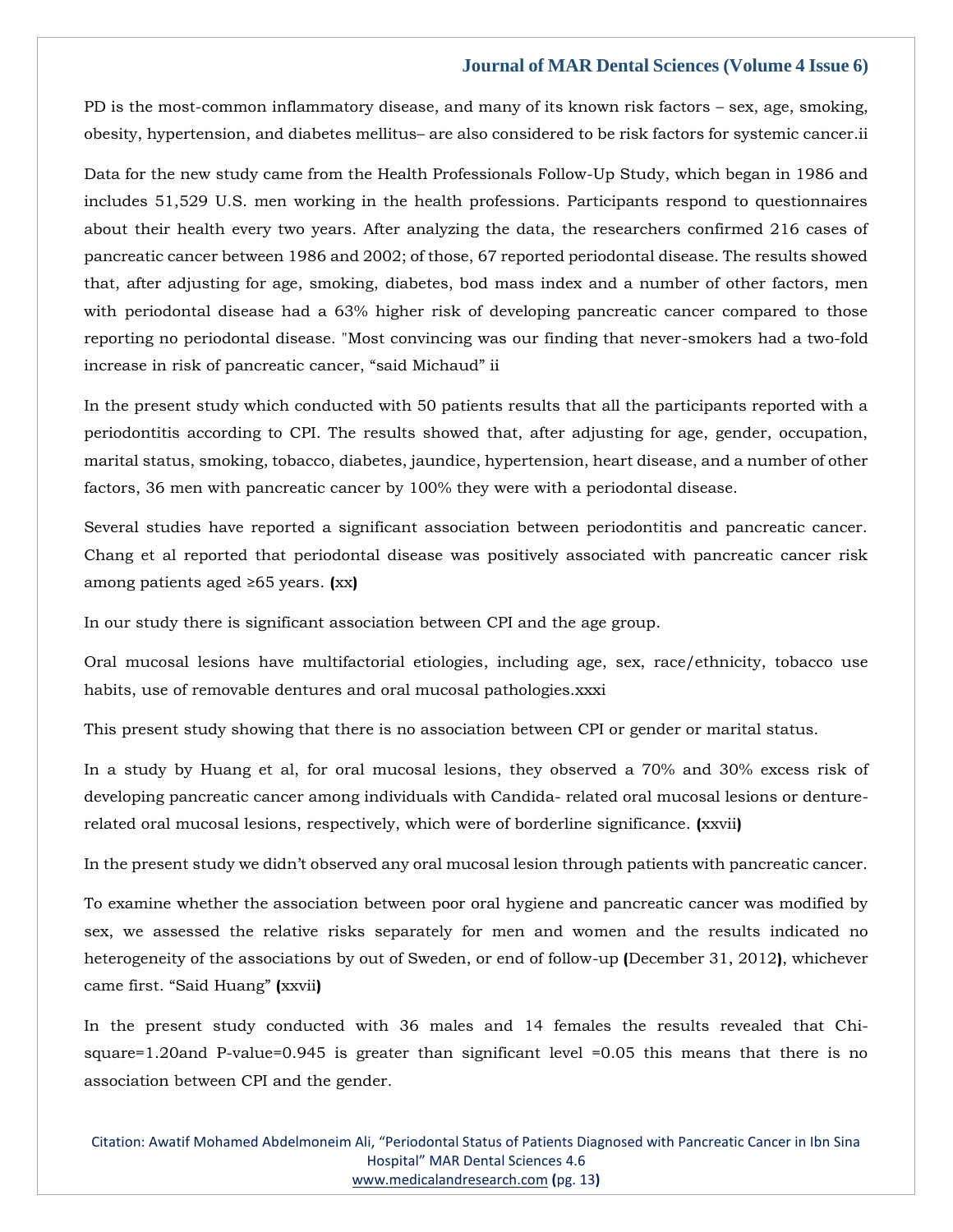PD is the most-common inflammatory disease, and many of its known risk factors – sex, age, smoking, obesity, hypertension, and diabetes mellitus– are also considered to be risk factors for systemic cancer.ii

Data for the new study came from the Health Professionals Follow-Up Study, which began in 1986 and includes 51,529 U.S. men working in the health professions. Participants respond to questionnaires about their health every two years. After analyzing the data, the researchers confirmed 216 cases of pancreatic cancer between 1986 and 2002; of those, 67 reported periodontal disease. The results showed that, after adjusting for age, smoking, diabetes, bod mass index and a number of other factors, men with periodontal disease had a 63% higher risk of developing pancreatic cancer compared to those reporting no periodontal disease. "Most convincing was our finding that never-smokers had a two-fold increase in risk of pancreatic cancer, “said Michaud” ii

In the present study which conducted with 50 patients results that all the participants reported with a periodontitis according to CPI. The results showed that, after adjusting for age, gender, occupation, marital status, smoking, tobacco, diabetes, jaundice, hypertension, heart disease, and a number of other factors, 36 men with pancreatic cancer by 100% they were with a periodontal disease.

Several studies have reported a significant association between periodontitis and pancreatic cancer. Chang et al reported that periodontal disease was positively associated with pancreatic cancer risk among patients aged ≥65 years. (xx)

In our study there is significant association between CPI and the age group.

Oral mucosal lesions have multifactorial etiologies, including age, sex, race/ethnicity, tobacco use habits, use of removable dentures and oral mucosal pathologies.xxxi

This present study showing that there is no association between CPI or gender or marital status.

In a study by Huang et al, for oral mucosal lesions, they observed a 70% and 30% excess risk of developing pancreatic cancer among individuals with Candida- related oral mucosal lesions or denture-related oral mucosal lesions, respectively, which were of borderline significance. (xxvii)

In the present study we didn’t observed any oral mucosal lesion through patients with pancreatic cancer.

To examine whether the association between poor oral hygiene and pancreatic cancer was modified by sex, we assessed the relative risks separately for men and women and the results indicated no heterogeneity of the associations by out of Sweden, or end of follow-up (December 31, 2012), whichever came first. “Said Huang” (xxvii)

In the present study conducted with 36 males and 14 females the results revealed that Chi-square=1.20and P-value=0.945 is greater than significant level =0.05 this means that there is no association between CPI and the gender.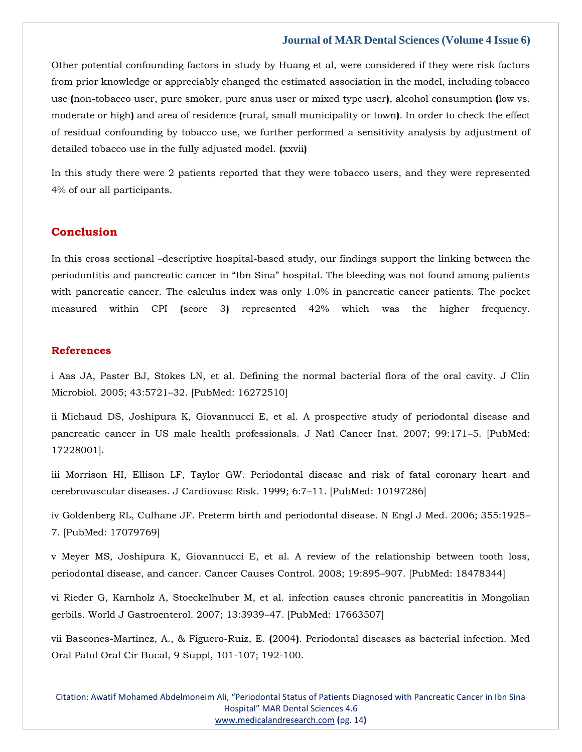Other potential confounding factors in study by Huang et al, were considered if they were risk factors from prior knowledge or appreciably changed the estimated association in the model, including tobacco use (non-tobacco user, pure smoker, pure snus user or mixed type user), alcohol consumption (low vs. moderate or high) and area of residence (rural, small municipality or town). In order to check the effect of residual confounding by tobacco use, we further performed a sensitivity analysis by adjustment of detailed tobacco use in the fully adjusted model. (xxvii)

In this study there were 2 patients reported that they were tobacco users, and they were represented 4% of our all participants.

## Conclusion

In this cross sectional –descriptive hospital-based study, our findings support the linking between the periodontitis and pancreatic cancer in "Ibn Sina" hospital. The bleeding was not found among patients with pancreatic cancer. The calculus index was only 1.0% in pancreatic cancer patients. The pocket measured within CPI (score 3) represented 42% which was the higher frequency.

## References

i Aas JA, Paster BJ, Stokes LN, et al. Defining the normal bacterial flora of the oral cavity. J Clin Microbiol. 2005; 43:5721–32. [PubMed: 16272510]

ii Michaud DS, Joshipura K, Giovannucci E, et al. A prospective study of periodontal disease and pancreatic cancer in US male health professionals. J Natl Cancer Inst. 2007; 99:171–5. [PubMed: 17228001].

iii Morrison HI, Ellison LF, Taylor GW. Periodontal disease and risk of fatal coronary heart and cerebrovascular diseases. J Cardiovasc Risk. 1999; 6:7–11. [PubMed: 10197286]

iv Goldenberg RL, Culhane JF. Preterm birth and periodontal disease. N Engl J Med. 2006; 355:1925–7. [PubMed: 17079769]

v Meyer MS, Joshipura K, Giovannucci E, et al. A review of the relationship between tooth loss, periodontal disease, and cancer. Cancer Causes Control. 2008; 19:895–907. [PubMed: 18478344]

vi Rieder G, Karnholz A, Stoeckelhuber M, et al. infection causes chronic pancreatitis in Mongolian gerbils. World J Gastroenterol. 2007; 13:3939–47. [PubMed: 17663507]

vii Bascones-Martinez, A., & Figuero-Ruiz, E. (2004). Periodontal diseases as bacterial infection. Med Oral Patol Oral Cir Bucal, 9 Suppl, 101-107; 192-100.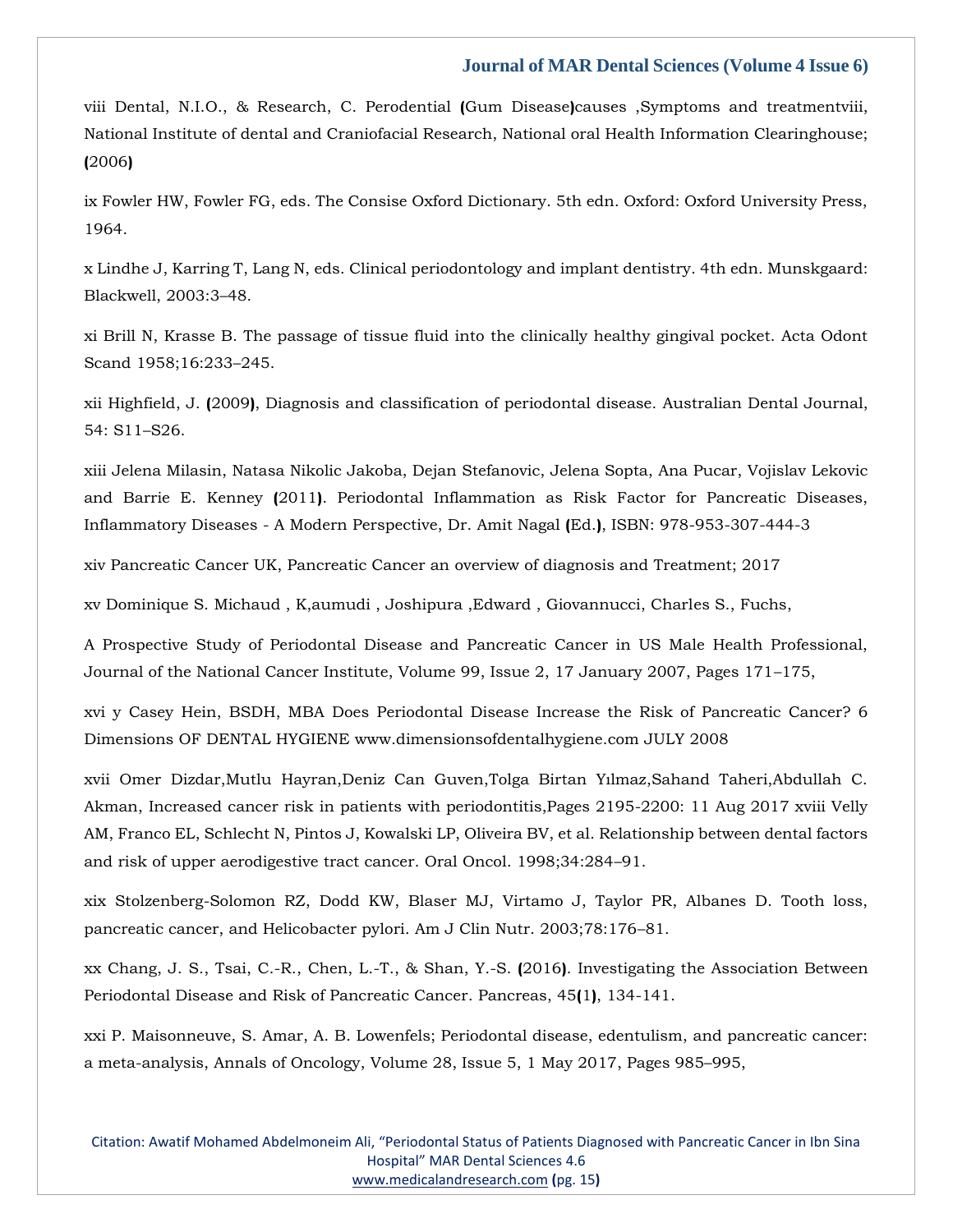viii Dental, N.I.O., & Research, C. Perodential (Gum Disease)causes ,Symptoms and treatmentviii, National Institute of dental and Craniofacial Research, National oral Health Information Clearinghouse; (2006)

ix Fowler HW, Fowler FG, eds. The Consise Oxford Dictionary. 5th edn. Oxford: Oxford University Press, 1964.

x Lindhe J, Karring T, Lang N, eds. Clinical periodontology and implant dentistry. 4th edn. Munskgaard: Blackwell, 2003:3–48.

xi Brill N, Krasse B. The passage of tissue fluid into the clinically healthy gingival pocket. Acta Odont Scand 1958;16:233–245.

xii Highfield, J. (2009), Diagnosis and classification of periodontal disease. Australian Dental Journal, 54: S11–S26.

xiii Jelena Milasin, Natasa Nikolic Jakoba, Dejan Stefanovic, Jelena Sopta, Ana Pucar, Vojislav Lekovic and Barrie E. Kenney (2011). Periodontal Inflammation as Risk Factor for Pancreatic Diseases, Inflammatory Diseases - A Modern Perspective, Dr. Amit Nagal (Ed.), ISBN: 978-953-307-444-3

xiv Pancreatic Cancer UK, Pancreatic Cancer an overview of diagnosis and Treatment; 2017

xv Dominique S. Michaud , K,aumudi , Joshipura ,Edward , Giovannucci, Charles S., Fuchs,

A Prospective Study of Periodontal Disease and Pancreatic Cancer in US Male Health Professional, Journal of the National Cancer Institute, Volume 99, Issue 2, 17 January 2007, Pages 171–175,

xvi y Casey Hein, BSDH, MBA Does Periodontal Disease Increase the Risk of Pancreatic Cancer? 6 Dimensions OF DENTAL HYGIENE www.dimensionsofdentalhygiene.com JULY 2008

xvii Omer Dizdar,Mutlu Hayran,Deniz Can Guven,Tolga Birtan Yılmaz,Sahand Taheri,Abdullah C. Akman, Increased cancer risk in patients with periodontitis,Pages 2195-2200: 11 Aug 2017 xviii Velly AM, Franco EL, Schlecht N, Pintos J, Kowalski LP, Oliveira BV, et al. Relationship between dental factors and risk of upper aerodigestive tract cancer. Oral Oncol. 1998;34:284–91.

xix Stolzenberg-Solomon RZ, Dodd KW, Blaser MJ, Virtamo J, Taylor PR, Albanes D. Tooth loss, pancreatic cancer, and Helicobacter pylori. Am J Clin Nutr. 2003;78:176–81.

xx Chang, J. S., Tsai, C.-R., Chen, L.-T., & Shan, Y.-S. (2016). Investigating the Association Between Periodontal Disease and Risk of Pancreatic Cancer. Pancreas, 45(1), 134-141.

xxi P. Maisonneuve, S. Amar, A. B. Lowenfels; Periodontal disease, edentulism, and pancreatic cancer: a meta-analysis, Annals of Oncology, Volume 28, Issue 5, 1 May 2017, Pages 985–995,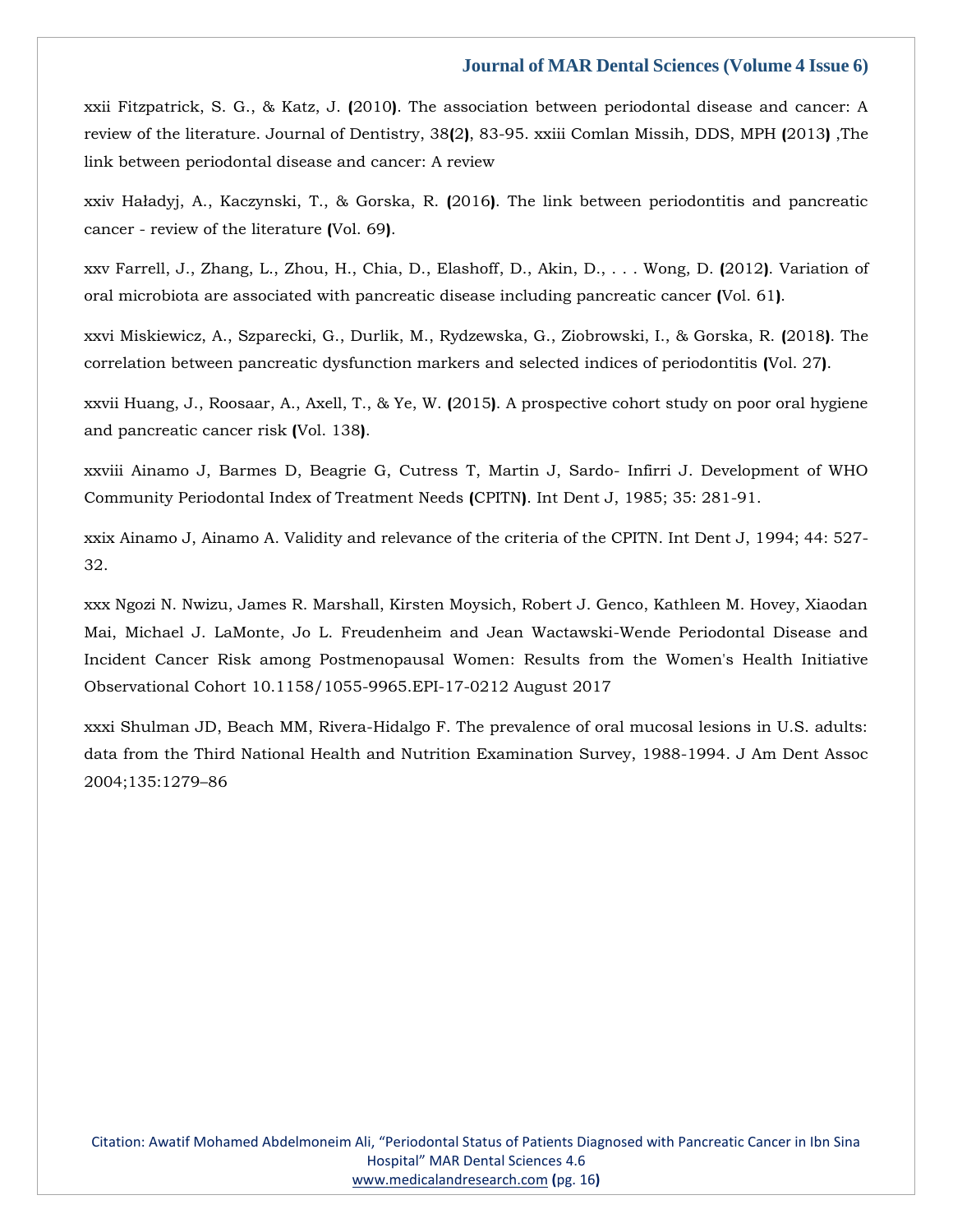xxii Fitzpatrick, S. G., & Katz, J. (2010). The association between periodontal disease and cancer: A review of the literature. Journal of Dentistry, 38(2), 83-95. xxiii Comlan Missih, DDS, MPH (2013) ,The link between periodontal disease and cancer: A review

xxiv Haładyj, A., Kaczynski, T., & Gorska, R. (2016). The link between periodontitis and pancreatic cancer - review of the literature (Vol. 69).

xxv Farrell, J., Zhang, L., Zhou, H., Chia, D., Elashoff, D., Akin, D., . . . Wong, D. (2012). Variation of oral microbiota are associated with pancreatic disease including pancreatic cancer (Vol. 61).

xxvi Miskiewicz, A., Szparecki, G., Durlik, M., Rydzewska, G., Ziobrowski, I., & Gorska, R. (2018). The correlation between pancreatic dysfunction markers and selected indices of periodontitis (Vol. 27).

xxvii Huang, J., Roosaar, A., Axell, T., & Ye, W. (2015). A prospective cohort study on poor oral hygiene and pancreatic cancer risk (Vol. 138).

xxviii Ainamo J, Barmes D, Beagrie G, Cutress T, Martin J, Sardo- Infirri J. Development of WHO Community Periodontal Index of Treatment Needs (CPITN). Int Dent J, 1985; 35: 281-91.

xxix Ainamo J, Ainamo A. Validity and relevance of the criteria of the CPITN. Int Dent J, 1994; 44: 527-32.

xxx Ngozi N. Nwizu, James R. Marshall, Kirsten Moysich, Robert J. Genco, Kathleen M. Hovey, Xiaodan Mai, Michael J. LaMonte, Jo L. Freudenheim and Jean Wactawski-Wende Periodontal Disease and Incident Cancer Risk among Postmenopausal Women: Results from the Women's Health Initiative Observational Cohort 10.1158/1055-9965.EPI-17-0212 August 2017

xxxi Shulman JD, Beach MM, Rivera-Hidalgo F. The prevalence of oral mucosal lesions in U.S. adults: data from the Third National Health and Nutrition Examination Survey, 1988-1994. J Am Dent Assoc 2004;135:1279–86